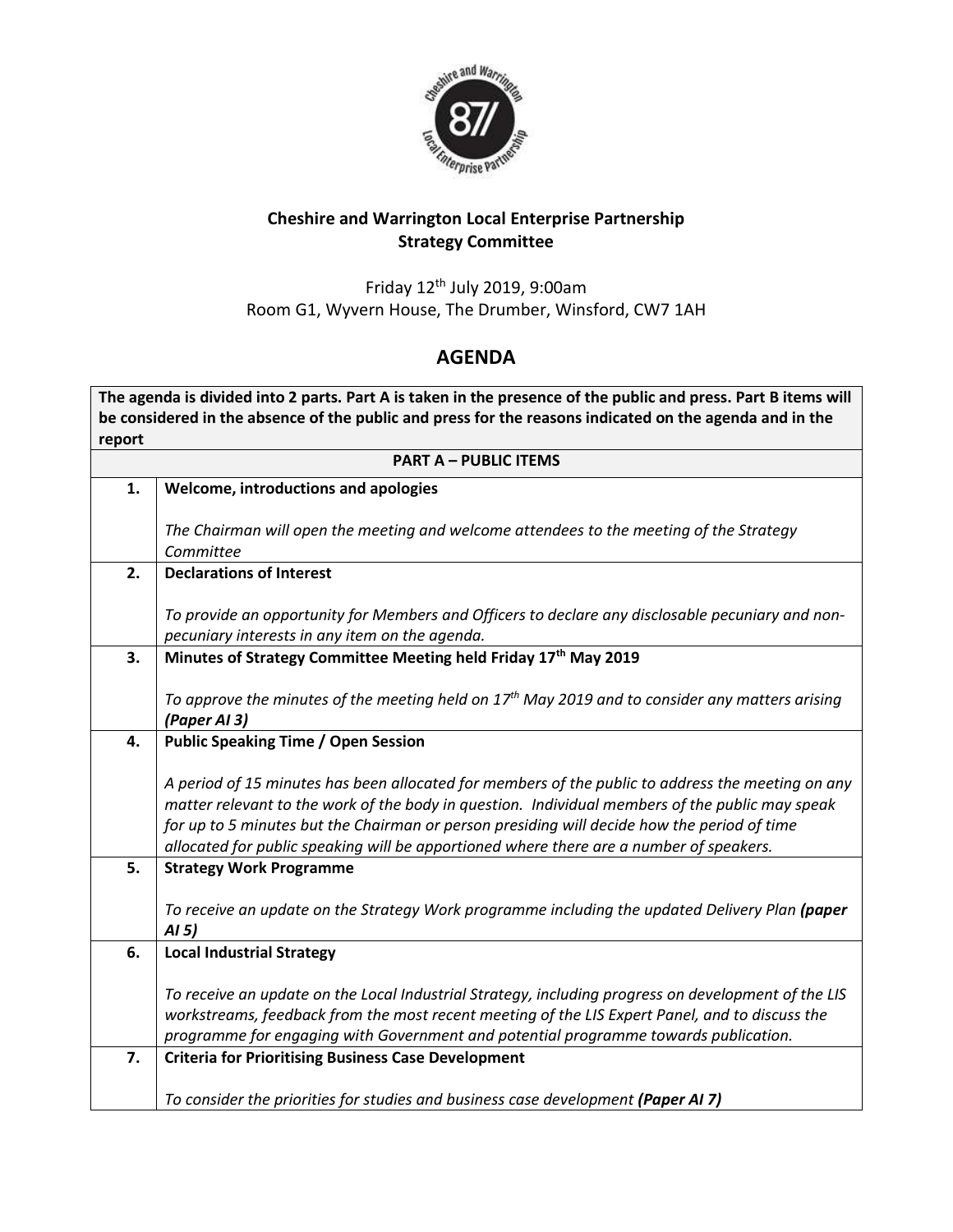**Cheshire and Warrington Local Enterprise Partnership**
**Strategy Committee**

Friday 12th July 2019, 9:00am
Room G1, Wyvern House, The Drumber, Winsford, CW7 1AH

# AGENDA

| | |
|---|---|
| **The agenda is divided into 2 parts. Part A is taken in the presence of the public and press. Part B items will be considered in the absence of the public and press for the reasons indicated on the agenda and in the report** | |
| **PART A – PUBLIC ITEMS** | |
| **1.** | **Welcome, introductions and apologies**<br><br>*The Chairman will open the meeting and welcome attendees to the meeting of the Strategy Committee* |
| **2.** | **Declarations of Interest**<br><br>*To provide an opportunity for Members and Officers to declare any disclosable pecuniary and non-pecuniary interests in any item on the agenda.* |
| **3.** | **Minutes of Strategy Committee Meeting held Friday 17th May 2019**<br><br>*To approve the minutes of the meeting held on 17th May 2019 and to consider any matters arising* ***(Paper AI 3)*** |
| **4.** | **Public Speaking Time / Open Session**<br><br>*A period of 15 minutes has been allocated for members of the public to address the meeting on any matter relevant to the work of the body in question. Individual members of the public may speak for up to 5 minutes but the Chairman or person presiding will decide how the period of time allocated for public speaking will be apportioned where there are a number of speakers.* |
| **5.** | **Strategy Work Programme**<br><br>*To receive an update on the Strategy Work programme including the updated Delivery Plan* ***(paper AI 5)*** |
| **6.** | **Local Industrial Strategy**<br><br>*To receive an update on the Local Industrial Strategy, including progress on development of the LIS workstreams, feedback from the most recent meeting of the LIS Expert Panel, and to discuss the programme for engaging with Government and potential programme towards publication.* |
| **7.** | **Criteria for Prioritising Business Case Development**<br><br>*To consider the priorities for studies and business case development* ***(Paper AI 7)*** |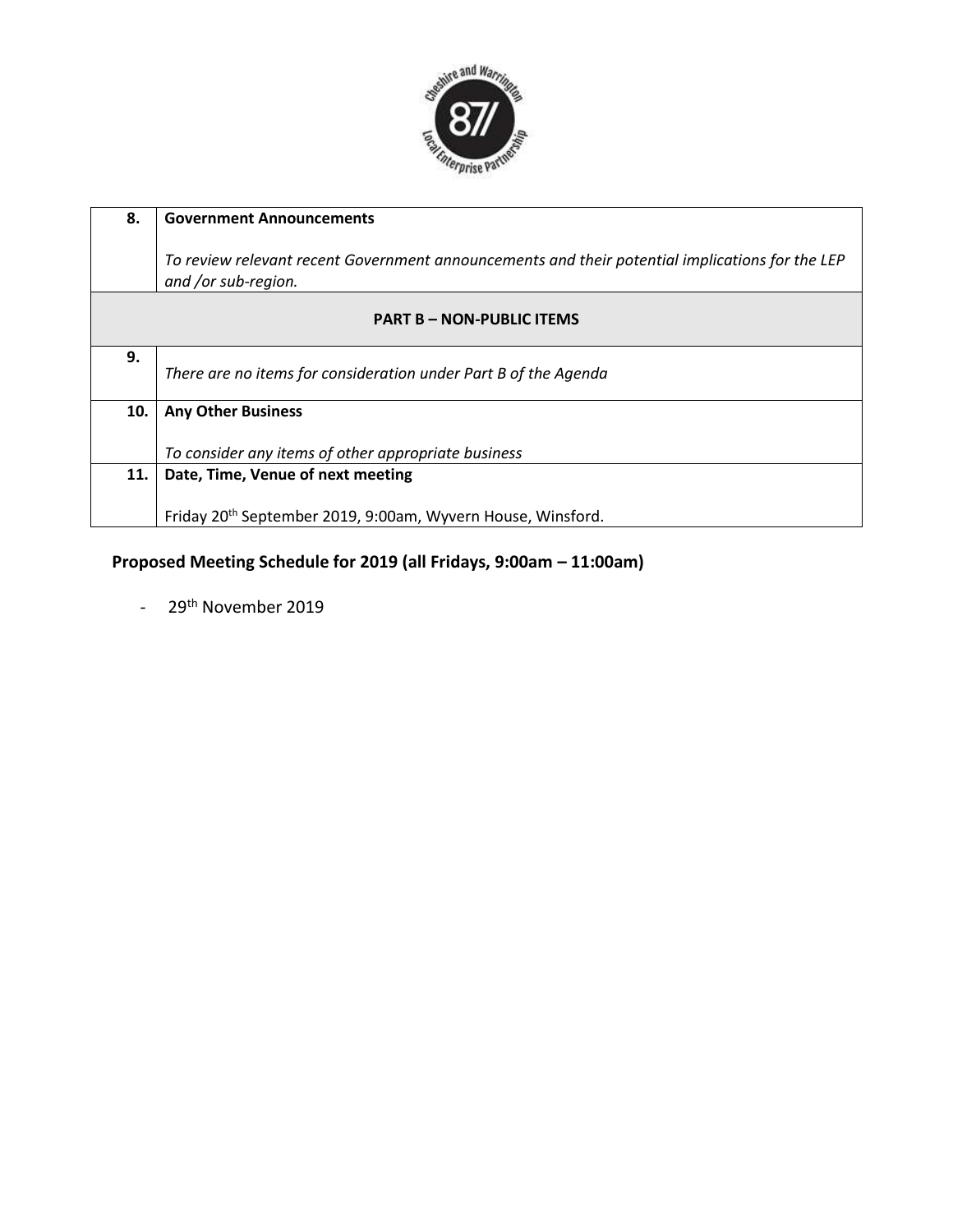| | |
|---|---|
| **8.** | **Government Announcements**<br><br>*To review relevant recent Government announcements and their potential implications for the LEP and /or sub-region.* |
| | **PART B – NON-PUBLIC ITEMS** |
| **9.** | *There are no items for consideration under Part B of the Agenda* |
| **10.** | **Any Other Business**<br><br>*To consider any items of other appropriate business* |
| **11.** | **Date, Time, Venue of next meeting**<br><br>Friday 20th September 2019, 9:00am, Wyvern House, Winsford. |

**Proposed Meeting Schedule for 2019 (all Fridays, 9:00am – 11:00am)**

- 29th November 2019